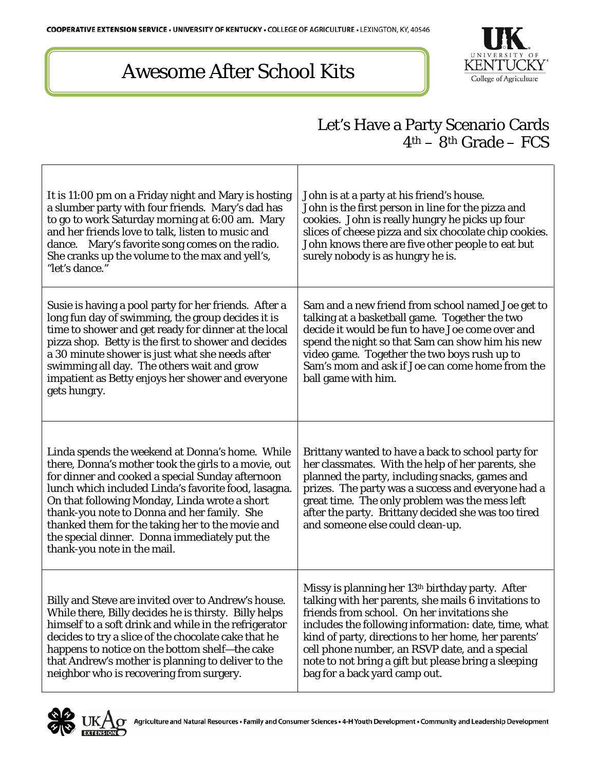# Awesome After School Kits

## Let's Have a Party Scenario Cards
### 4th – 8th Grade – FCS

| | |
|---|---|
| It is 11:00 pm on a Friday night and Mary is hosting a slumber party with four friends. Mary's dad has to go to work Saturday morning at 6:00 am. Mary and her friends love to talk, listen to music and dance. Mary's favorite song comes on the radio. She cranks up the volume to the max and yell's, "let's dance." | John is at a party at his friend's house. John is the first person in line for the pizza and cookies. John is really hungry he picks up four slices of cheese pizza and six chocolate chip cookies. John knows there are five other people to eat but surely nobody is as hungry he is. |
| Susie is having a pool party for her friends. After a long fun day of swimming, the group decides it is time to shower and get ready for dinner at the local pizza shop. Betty is the first to shower and decides a 30 minute shower is just what she needs after swimming all day. The others wait and grow impatient as Betty enjoys her shower and everyone gets hungry. | Sam and a new friend from school named Joe get to talking at a basketball game. Together the two decide it would be fun to have Joe come over and spend the night so that Sam can show him his new video game. Together the two boys rush up to Sam's mom and ask if Joe can come home from the ball game with him. |
| Linda spends the weekend at Donna's home. While there, Donna's mother took the girls to a movie, out for dinner and cooked a special Sunday afternoon lunch which included Linda's favorite food, lasagna. On that following Monday, Linda wrote a short thank-you note to Donna and her family. She thanked them for the taking her to the movie and the special dinner. Donna immediately put the thank-you note in the mail. | Brittany wanted to have a back to school party for her classmates. With the help of her parents, she planned the party, including snacks, games and prizes. The party was a success and everyone had a great time. The only problem was the mess left after the party. Brittany decided she was too tired and someone else could clean-up. |
| Billy and Steve are invited over to Andrew's house. While there, Billy decides he is thirsty. Billy helps himself to a soft drink and while in the refrigerator decides to try a slice of the chocolate cake that he happens to notice on the bottom shelf—the cake that Andrew's mother is planning to deliver to the neighbor who is recovering from surgery. | Missy is planning her 13th birthday party. After talking with her parents, she mails 6 invitations to friends from school. On her invitations she includes the following information: date, time, what kind of party, directions to her home, her parents' cell phone number, an RSVP date, and a special note to not bring a gift but please bring a sleeping bag for a back yard camp out. |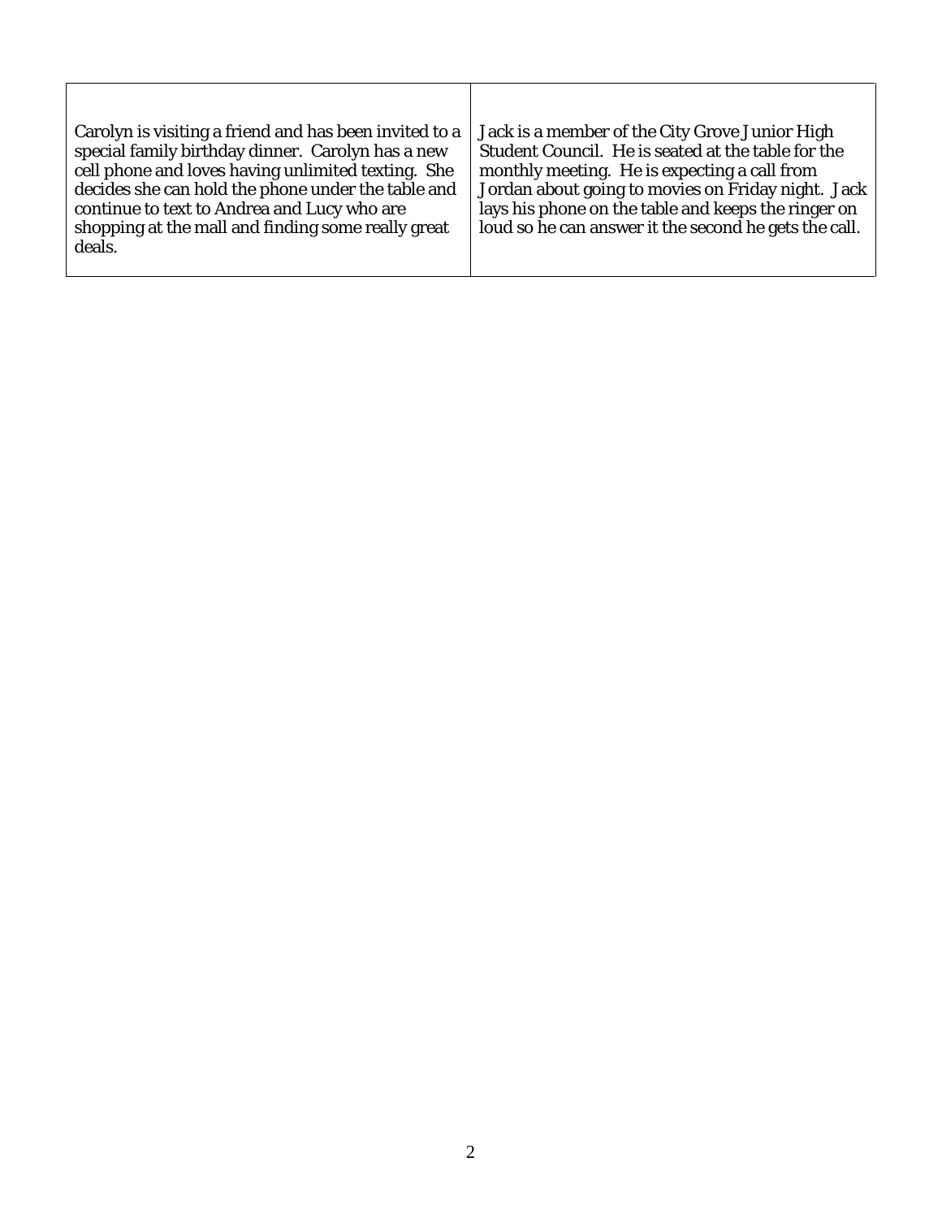| | |
|---|---|
| Carolyn is visiting a friend and has been invited to a special family birthday dinner.  Carolyn has a new cell phone and loves having unlimited texting.  She decides she can hold the phone under the table and continue to text to Andrea and Lucy who are shopping at the mall and finding some really great deals. | Jack is a member of the City Grove Junior High Student Council.  He is seated at the table for the monthly meeting.  He is expecting a call from Jordan about going to movies on Friday night.  Jack lays his phone on the table and keeps the ringer on loud so he can answer it the second he gets the call. |